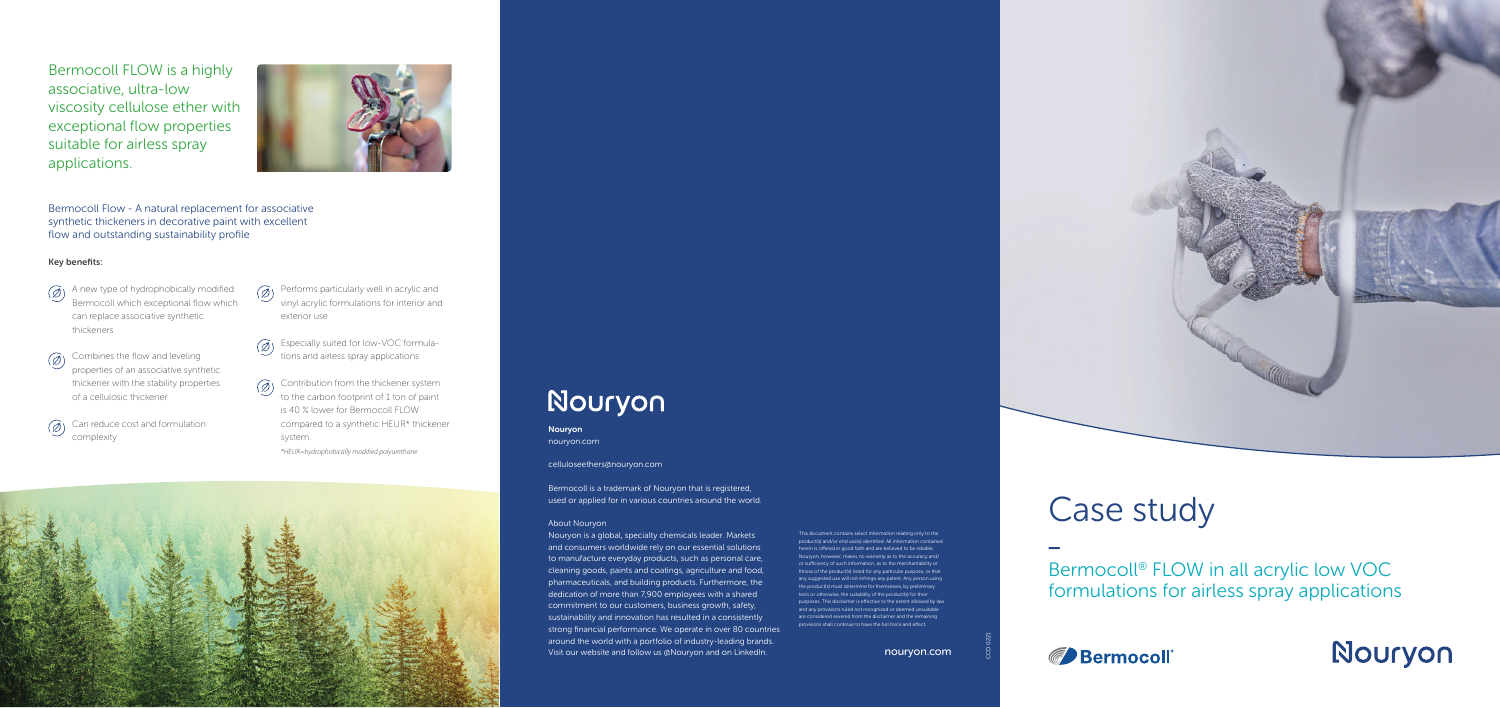Bermocoll FLOW is a highly associative, ultra-low viscosity cellulose ether with exceptional flow properties suitable for airless spray applications.

Bermocoll Flow - A natural replacement for associative synthetic thickeners in decorative paint with excellent flow and outstanding sustainability profile

**Key benefits:**

- A new type of hydrophobically modified Bermocoll which exceptional flow which can replace associative synthetic thickeners
- Combines the flow and leveling properties of an associative synthetic thickener with the stability properties of a cellulosic thickener
- Can reduce cost and formulation complexity
- Performs particularly well in acrylic and vinyl acrylic formulations for interior and exterior use
- Especially suited for low-VOC formulations and airless spray applications
- Contribution from the thickener system to the carbon footprint of 1 ton of paint is 40 % lower for Bermocoll FLOW compared to a synthetic HEUR* thickener system.

*\*HEUR=hydrophobically modified polyurethane*

Nouryon

**Nouryon**
nouryon.com

celluloseethers@nouryon.com

Bermocoll is a trademark of Nouryon that is registered, used or applied for in various countries around the world.

About Nouryon

Nouryon is a global, specialty chemicals leader. Markets and consumers worldwide rely on our essential solutions to manufacture everyday products, such as personal care, cleaning goods, paints and coatings, agriculture and food, pharmaceuticals, and building products. Furthermore, the dedication of more than 7,900 employees with a shared commitment to our customers, business growth, safety, sustainability and innovation has resulted in a consistently strong financial performance. We operate in over 80 countries around the world with a portfolio of industry-leading brands. Visit our website and follow us @Nouryon and on LinkedIn.

This document contains select information relating only to the product(s) and/or end use(s) identified. All information contained herein is offered in good faith and are believed to be reliable. Nouryon, however, makes no warranty as to the accuracy and/or sufficiency of such information, as to the merchantability or fitness of the product(s) listed for any particular purpose, or that any suggested use will not infringe any patent. Any person using the product(s) must determine for themselves, by preliminary tests or otherwise, the suitability of the product(s) for their purposes. This disclaimer is effective to the extent allowed by law and any provisions ruled not recognized or deemed unsuitable are considered severed from the disclaimer and the remaining provisions shall continue to have the full force and effect.

nouryon.com

CCD 0221

# Case study

–

## Bermocoll® FLOW in all acrylic low VOC formulations for airless spray applications

Bermocoll®

Nouryon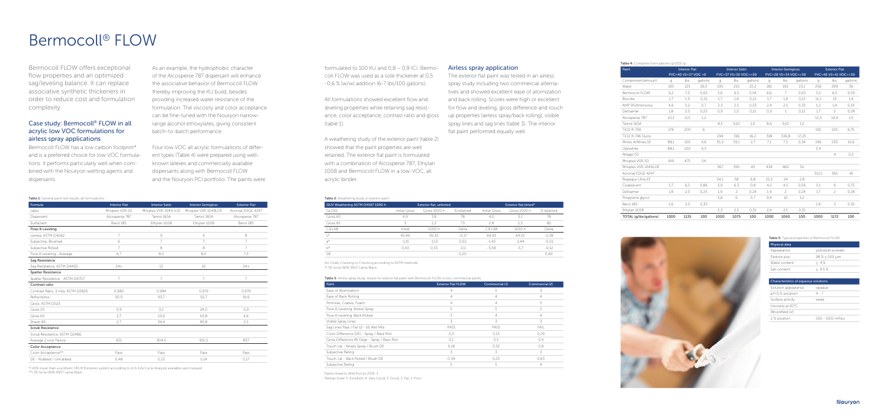# Bermocoll® FLOW

Bermocoll FLOW offers exceptional flow properties and an optimized sag/leveling balance. It can replace associative synthetic thickeners in order to reduce cost and formulation complexity.

## Case study: Bermocoll® FLOW in all acrylic low VOC formulations for airless spray applications

Bermocoll FLOW has a low carbon footprint* and is a preferred choice for low VOC formulations. It performs particularly well when combined with the Nouryon wetting agents and dispersants.

As an example, the hydrophobic character of the Alcosperse 787 dispersant will enhance the associative behavior of Bermocoll FLOW thereby improving the KU build, besides providing increased water resistance of the formulation. The viscosity and color acceptance can be fine-tuned with the Nouryon narrow-range alcohol ethoxylates, giving consistent batch-to-batch performance.

Four low VOC all acrylic formulations of different types (Table 4) were prepared using well-known latexes and commercially available dispersants along with Bermocoll FLOW and the Nouryon PCI portfolio. The paints were formulated to 100 KU and 0,8 – 0,9 ICI. Bermocoll FLOW was used as a sole thickener at 0,5 -0,6 % (w/w) addition (6-7 lbs/100 gallons).

All formulations showed excellent flow and leveling properties while retaining sag resistance, color acceptance, contrast ratio and gloss (table 1).

A weathering study of the exterior paint (table 2) showed that the paint properties are well retained. The exterior flat paint is formulated with a combination of Alcosperse 787, Ethylan 1008 and Bermocoll FLOW in a low-VOC, all acrylic binder.

## Airless spray application

The exterior flat paint was tested in an airless spray study including two commercial alternatives and showed excellent ease of atomization and back rolling. Scores were high or excellent for flow and leveling, gloss difference and touch up properties (airless spray/back rolling), visible spray lines and sag lines (table 3). The interior flat paint performed equally well.

**Table 1:** General paint test results, all formulations

| Formula | Interior Flat | Interior Satin | Interior Semigloss | Exterior Flat |
|---|---|---|---|---|
| Latex | Rhoplex VSR-50 | Rhoplex VSR-1049 LOE | Rhoplex VSR-1049LOE | Acronal EDGE 4247 |
| Dispersant | Alcosperse 787 | Tamol 165A | Tamol 165A | Alcosperse 787 |
| Surfactant | Berol 185 | Ethylan 1008 | Ethylan 1008 | Berol 185 |
| **Flow & Leveling** | | | | |
| Leneta, ASTM D4062 | 7 | 9 | 9 | 8 |
| Subjective, Brushed | 6 | 7 | 7 | 7 |
| Subjective Rolled | 7 | 8 | 8 | 7 |
| Flow & Leveling - Average | 6,7 | 8,0 | 8,0 | 7,3 |
| **Sag Resistance** | | | | |
| Sag Resistance, ASTM D4400 | 24+ | 12 | 10 | 24+ |
| **Spatter Resistance** | | | | |
| Spatter Resistance, ASTM D4707 | 7 | 7 | 7 | 7 |
| **Contrast ratio** | | | | |
| Contrast Ratio, 3 mils, ASTM D2805 | 0,980 | 0,984 | 0,979 | 0,979 |
| Reflectance | 92,9 | 93,7 | 92,7 | 91,6 |
| Gloss, ASTM D523 | | | | |
| Gloss 20 | 0,9 | 3,2 | 24,0 | 0,9 |
| Gloss 60 | 3,7 | 23,6 | 63,8 | 4,6 |
| Sheen 85 | 2,7 | 34,4 | 85,8 | 2,5 |
| **Scrub Resistance** | | | | |
| Scrub Resistance, ASTM D2486 | | | | |
| Average 2 runs Failure | 651 | 904,5 | 915,5 | 837 |
| **Color Acceptance** | | | | |
| Color Acceptance** | Pass | Pass | Pass | Pass |
| DE - Rubbed / Unrubbed | 0,48 | 0,23 | 0,14 | 0,17 |

*) 40% lower than a synthetic HEUR thickener system according to LCA (Life Cycle Analysis) available upon request.
**) 3% (w/w) 808-9907 Lamp Black

**Table 2:** Weathering study of exterior paint

| QUV Weathering ASTM D4587 1000 h | Exterior flat, untinted | | | Exterior flat, tinted* | | |
|---|---|---|---|---|---|---|
| GLOSS | Initial Gloss | Gloss 1000 h | % retained | Initial Gloss | Gloss 1000 h | % retained |
| Gloss 60 | 4,9 | 3,8 | 78 | 4,0 | 3,1 | 78 |
| Gloss 85 | 3 | 2,2 | 73 | 2,8 | 2,3 | 82 |
| CIELAB | Initial | 1000 h | Delta | CIELAB | 1000 h | Delta |
| L* | 95,49 | 95,32 | -0,17 | 64,93 | 64,55 | -0,38 |
| a* | -1,15 | -1,13 | -0,02 | -1,43 | -1,44 | -0,01 |
| b* | 0,43 | 0,33 | -0,1 | -5,58 | -5,7 | -0,12 |
| DE | | | 0,20 | | | 0,40 |

No Chalk, Cracking or Checking according to ASTM methods
*) 3% (w/w) 808-9907 Lamp Black

**Table 3:** Airless spray study, results for exterior flat paint with Bermocoll FLOW vs two commercial paints

| Paint | Exterior Flat FLOW | Commercial (1) | Commercial (2) |
|---|---|---|---|
| Ease of Atomization | 4 | 5 | 3 |
| Ease of Back Rolling | 4 | 4 | 4 |
| Pinholes, Craters, Foam | 4 | 4 | 5 |
| Flow & Leveling, Airless Spray | 5 | 5 | 5 |
| Flow & Leveling, Back Rolled | 3 | 4 | 4 |
| Visible Spray Lines | 3 | 3 | 3 |
| Sag Lines Pass / Fail 12 - 16 Wet Mils | PASS | PASS | FAIL |
| Color Difference (DE) - Spray / Back Roll | 0,3 | 0,13 | 0,29 |
| Gloss Difference 85 Degr - Spray / Back Roll | 0,1 | 0,5 | 0,4 |
| Touch Up - Airless Spray / Brush DE | 0,18 | 0,32 | 0,8 |
| Subjective Rating | 3 | 3 | 3 |
| Touch Up - Back Rolled / Brush DE | 0,34 | 0,23 | 0,63 |
| Subjective Rating | 5 | 5 | 4 |

Paints tinted to Wild Porcini 250E-3
Ratings Scale: 5: Excellent, 4: Very Good, 3: Good, 2: Fair, 1: Poor

**Table 4:** Complete formulations (g/1000 g)

| Paint | Interior Flat | | | Interior Satin | | | Interior Semigloss | | | Exterior Flat | | |
|---|---|---|---|---|---|---|---|---|---|---|---|---|
| | PVC=40 VS=37 VOC =0 | | | PVC=37 VS=36 VOC<=50 | | | PVC=28 VS=34 VOC<=50 | | | PVC=46 VS=41 VOC<=50 | | |
| Component/amount | g | lbs | gallons | g | lbs | gallons | g | lbs | gallons | g | lbs | gallons |
| Water | 195 | 221 | 26,5 | 195 | 210 | 25,2 | 181 | 192 | 23,1 | 256 | 299 | 36 |
| Bermocoll FLOW | 6,2 | 7,0 | 0,63 | 5,6 | 6,0 | 0,54 | 6,6 | 7 | 0,63 | 5,5 | 6,5 | 0,59 |
| Biocide | 1,7 | 1,9 | 0,21 | 1,7 | 1,8 | 0,21 | 1,7 | 1,8 | 0,21 | 11,1 | 13 | 1,4 |
| AMP 95/Ammonia | 4,6 | 5,2 | 0,7 | 2,3 | 2,5 | 0,33 | 2,4 | 2,5 | 0,33 | 1,2 | 1,4 | 0,19 |
| Defoamer | 1,8 | 2,0 | 0,25 | 0,9 | 1,0 | 0,12 | 0,9 | 1 | 0,12 | 1,7 | 2 | 0,28 |
| Alcosperse 787 | 10,1 | 11,5 | 1,2 | | | | | | | 12,3 | 14,4 | 1,5 |
| Tamol 165A | | | | 8,5 | 9,10 | 1,0 | 8,6 | 9,10 | 1,0 | | | |
| TiO2 R-706 | 176 | 200 | 6 | | | | | | | 192 | 225 | 6,75 |
| TiO2 R-746 Slurry | | | | 294 | 316 | 16,2 | 318 | 336,8 | 17,25 | | | |
| Minex 4/Minex 10 | 88,1 | 100 | 4,6 | 55,0 | 59,1 | 2,7 | 7,1 | 7,5 | 0,34 | 196 | 230 | 10,6 |
| Optiwhite | 88,1 | 100 | 4,5 | | | | | | | 3,4 | | |
| Attagel 50 | | | | | | | | | | | 4 | 0,2 |
| Rhoplex VSR-50 | 419 | 475 | 54 | | | | | | | | | |
| Rhoplex VSR-1049LOE | | | | 367 | 395 | 45 | 434 | 460 | 52 | | | |
| Acronal EDGE 4247 | | | | | | | | | | 311,5 | 365 | 41 |
| Ropaque Ultra EF | | | | 54,1 | 58 | 6,8 | 22,2 | 24 | 2,8 | | | |
| Coalescent | 5,7 | 6,5 | 0,86 | 5,9 | 6,3 | 0,8 | 4,2 | 4,5 | 0,56 | 5,1 | 6 | 0,75 |
| Defoamer | 1,8 | 2,0 | 0,25 | 1,9 | 2 | 0,24 | 1,9 | 2 | 0,24 | 1,7 | 2 | 0,28 |
| Propylene glycol | | | | 5,6 | 6 | 0,7 | 9,4 | 10 | 1,2 | | | |
| Berol 185 | 2,6 | 3,0 | 0,35 | | | | | | | 2,6 | 3 | 0,35 |
| Ethylan 1008 | | | | 2,3 | 2,5 | 0,31 | 2,4 | 2,5 | 0,31 | | | |
| TOTAL (g/lbs/gallons) | 1000 | 1135 | 100 | 1000 | 1075 | 100 | 1000 | 1060 | 100 | 1000 | 1172 | 100 |

**Table 5:** Typical properties of Bermocoll FLOW

| Physical data | |
|---|---|
| Appearance | yellowish powder |
| Particle size | 98 % ≤ 500 µm |
| Water content | ≤ 4 % |
| Salt content | ≤ 4.5 % |

| Characteristics of aqueous solutions | |
|---|---|
| Solution appearance | opaque |
| pH (1 % solution) | 4 - 7 |
| Surface activity | weak |
| Viscosity at 20°C (Brookfield LV) | |
| 2 % solution | 500 - 1500 mPa.s |